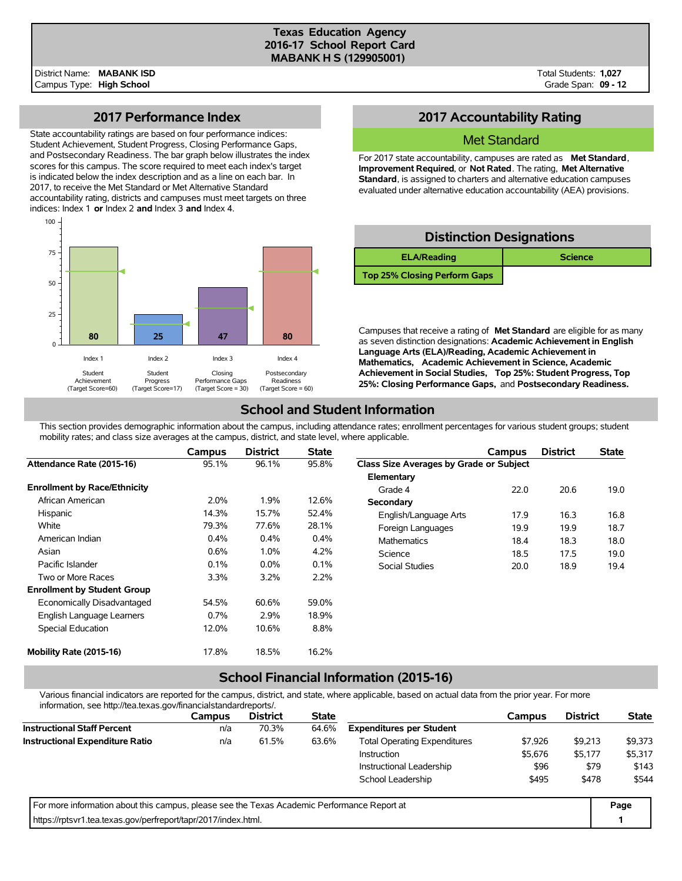# Texas Education Agency
## 2016-17 School Report Card
## MABANK H S (129905001)

District Name: **MABANK ISD**
Campus Type: **High School**

Total Students: **1,027**
Grade Span: **09 - 12**

## 2017 Performance Index

State accountability ratings are based on four performance indices: Student Achievement, Student Progress, Closing Performance Gaps, and Postsecondary Readiness. The bar graph below illustrates the index scores for this campus. The score required to meet each index's target is indicated below the index description and as a line on each bar. In 2017, to receive the Met Standard or Met Alternative Standard accountability rating, districts and campuses must meet targets on three indices: Index 1 **or** Index 2 **and** Index 3 **and** Index 4.

| Index | Description | Target Score | Score |
|---|---|---|---|
| Index 1 | Student Achievement | 60 | 80 |
| Index 2 | Student Progress | 17 | 25 |
| Index 3 | Closing Performance Gaps | 30 | 47 |
| Index 4 | Postsecondary Readiness | 60 | 80 |

## 2017 Accountability Rating

**Met Standard**

For 2017 state accountability, campuses are rated as **Met Standard**, **Improvement Required**, or **Not Rated**. The rating, **Met Alternative Standard**, is assigned to charters and alternative education campuses evaluated under alternative education accountability (AEA) provisions.

## Distinction Designations

- ELA/Reading
- Science
- Top 25% Closing Perform Gaps

Campuses that receive a rating of **Met Standard** are eligible for as many as seven distinction designations: **Academic Achievement in English Language Arts (ELA)/Reading, Academic Achievement in Mathematics, Academic Achievement in Science, Academic Achievement in Social Studies, Top 25%: Student Progress, Top 25%: Closing Performance Gaps,** and **Postsecondary Readiness.**

## School and Student Information

This section provides demographic information about the campus, including attendance rates; enrollment percentages for various student groups; student mobility rates; and class size averages at the campus, district, and state level, where applicable.

| | Campus | District | State |
|---|---|---|---|
| **Attendance Rate (2015-16)** | 95.1% | 96.1% | 95.8% |
| **Enrollment by Race/Ethnicity** | | | |
| African American | 2.0% | 1.9% | 12.6% |
| Hispanic | 14.3% | 15.7% | 52.4% |
| White | 79.3% | 77.6% | 28.1% |
| American Indian | 0.4% | 0.4% | 0.4% |
| Asian | 0.6% | 1.0% | 4.2% |
| Pacific Islander | 0.1% | 0.0% | 0.1% |
| Two or More Races | 3.3% | 3.2% | 2.2% |
| **Enrollment by Student Group** | | | |
| Economically Disadvantaged | 54.5% | 60.6% | 59.0% |
| English Language Learners | 0.7% | 2.9% | 18.9% |
| Special Education | 12.0% | 10.6% | 8.8% |
| **Mobility Rate (2015-16)** | 17.8% | 18.5% | 16.2% |

| | Campus | District | State |
|---|---|---|---|
| **Class Size Averages by Grade or Subject** | | | |
| **Elementary** | | | |
| Grade 4 | 22.0 | 20.6 | 19.0 |
| **Secondary** | | | |
| English/Language Arts | 17.9 | 16.3 | 16.8 |
| Foreign Languages | 19.9 | 19.9 | 18.7 |
| Mathematics | 18.4 | 18.3 | 18.0 |
| Science | 18.5 | 17.5 | 19.0 |
| Social Studies | 20.0 | 18.9 | 19.4 |

## School Financial Information (2015-16)

Various financial indicators are reported for the campus, district, and state, where applicable, based on actual data from the prior year. For more information, see http://tea.texas.gov/financialstandardreports/.

| | Campus | District | State |
|---|---|---|---|
| **Instructional Staff Percent** | n/a | 70.3% | 64.6% |
| **Instructional Expenditure Ratio** | n/a | 61.5% | 63.6% |

| | Campus | District | State |
|---|---|---|---|
| **Expenditures per Student** | | | |
| Total Operating Expenditures | $7,926 | $9,213 | $9,373 |
| Instruction | $5,676 | $5,177 | $5,317 |
| Instructional Leadership | $96 | $79 | $143 |
| School Leadership | $495 | $478 | $544 |

For more information about this campus, please see the Texas Academic Performance Report at https://rptsvr1.tea.texas.gov/perfreport/tapr/2017/index.html.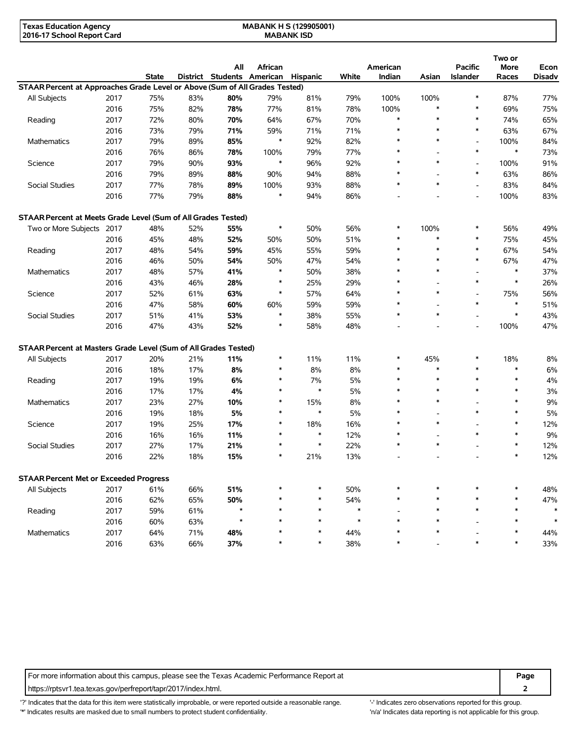| Texas Education Agency | MABANK H S (129905001) |
|---|---|
| 2016-17 School Report Card | MABANK ISD |

| | | State | District | All Students | African American | Hispanic | White | American Indian | Asian | Pacific Islander | Two or More Races | Econ Disadv |
|---|---|---|---|---|---|---|---|---|---|---|---|---|
| **STAAR Percent at Approaches Grade Level or Above (Sum of All Grades Tested)** | | | | | | | | | | | | |
| All Subjects | 2017 | 75% | 83% | **80%** | 79% | 81% | 79% | 100% | 100% | * | 87% | 77% |
| | 2016 | 75% | 82% | **78%** | 77% | 81% | 78% | 100% | * | * | 69% | 75% |
| Reading | 2017 | 72% | 80% | **70%** | 64% | 67% | 70% | * | * | * | 74% | 65% |
| | 2016 | 73% | 79% | **71%** | 59% | 71% | 71% | * | * | * | 63% | 67% |
| Mathematics | 2017 | 79% | 89% | **85%** | * | 92% | 82% | * | * | - | 100% | 84% |
| | 2016 | 76% | 86% | **78%** | 100% | 79% | 77% | * | - | * | * | 73% |
| Science | 2017 | 79% | 90% | **93%** | * | 96% | 92% | * | * | - | 100% | 91% |
| | 2016 | 79% | 89% | **88%** | 90% | 94% | 88% | * | - | * | 63% | 86% |
| Social Studies | 2017 | 77% | 78% | **89%** | 100% | 93% | 88% | * | * | - | 83% | 84% |
| | 2016 | 77% | 79% | **88%** | * | 94% | 86% | - | - | - | 100% | 83% |
| **STAAR Percent at Meets Grade Level (Sum of All Grades Tested)** | | | | | | | | | | | | |
| Two or More Subjects | 2017 | 48% | 52% | **55%** | * | 50% | 56% | * | 100% | * | 56% | 49% |
| | 2016 | 45% | 48% | **52%** | 50% | 50% | 51% | * | * | * | 75% | 45% |
| Reading | 2017 | 48% | 54% | **59%** | 45% | 55% | 59% | * | * | * | 67% | 54% |
| | 2016 | 46% | 50% | **54%** | 50% | 47% | 54% | * | * | * | 67% | 47% |
| Mathematics | 2017 | 48% | 57% | **41%** | * | 50% | 38% | * | * | - | * | 37% |
| | 2016 | 43% | 46% | **28%** | * | 25% | 29% | * | - | * | * | 26% |
| Science | 2017 | 52% | 61% | **63%** | * | 57% | 64% | * | * | - | 75% | 56% |
| | 2016 | 47% | 58% | **60%** | 60% | 59% | 59% | * | - | * | * | 51% |
| Social Studies | 2017 | 51% | 41% | **53%** | * | 38% | 55% | * | * | - | * | 43% |
| | 2016 | 47% | 43% | **52%** | * | 58% | 48% | - | - | - | 100% | 47% |
| **STAAR Percent at Masters Grade Level (Sum of All Grades Tested)** | | | | | | | | | | | | |
| All Subjects | 2017 | 20% | 21% | **11%** | * | 11% | 11% | * | 45% | * | 18% | 8% |
| | 2016 | 18% | 17% | **8%** | * | 8% | 8% | * | * | * | * | 6% |
| Reading | 2017 | 19% | 19% | **6%** | * | 7% | 5% | * | * | * | * | 4% |
| | 2016 | 17% | 17% | **4%** | * | * | 5% | * | * | * | * | 3% |
| Mathematics | 2017 | 23% | 27% | **10%** | * | 15% | 8% | * | * | - | * | 9% |
| | 2016 | 19% | 18% | **5%** | * | * | 5% | * | - | * | * | 5% |
| Science | 2017 | 19% | 25% | **17%** | * | 18% | 16% | * | * | - | * | 12% |
| | 2016 | 16% | 16% | **11%** | * | * | 12% | * | - | * | * | 9% |
| Social Studies | 2017 | 27% | 17% | **21%** | * | * | 22% | * | * | - | * | 12% |
| | 2016 | 22% | 18% | **15%** | * | 21% | 13% | - | - | - | * | 12% |
| **STAAR Percent Met or Exceeded Progress** | | | | | | | | | | | | |
| All Subjects | 2017 | 61% | 66% | **51%** | * | * | 50% | * | * | * | * | 48% |
| | 2016 | 62% | 65% | **50%** | * | * | 54% | * | * | * | * | 47% |
| Reading | 2017 | 59% | 61% | * | * | * | * | - | * | * | * | * |
| | 2016 | 60% | 63% | * | * | * | * | * | * | - | * | * |
| Mathematics | 2017 | 64% | 71% | **48%** | * | * | 44% | * | * | - | * | 44% |
| | 2016 | 63% | 66% | **37%** | * | * | 38% | * | - | * | * | 33% |

For more information about this campus, please see the Texas Academic Performance Report at https://rptsvr1.tea.texas.gov/perfreport/tapr/2017/index.html.

'?' Indicates that the data for this item were statistically improbable, or were reported outside a reasonable range.
'*' Indicates results are masked due to small numbers to protect student confidentiality.
'-' Indicates zero observations reported for this group.
'n/a' Indicates data reporting is not applicable for this group.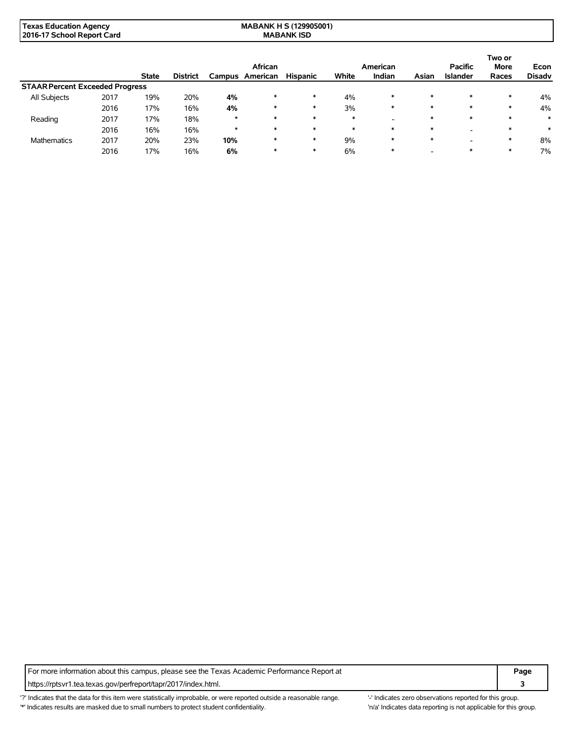| | | State | District | Campus | African American | Hispanic | White | American Indian | Asian | Pacific Islander | Two or More Races | Econ Disadv |
|---|---|---|---|---|---|---|---|---|---|---|---|---|
| **STAAR Percent Exceeded Progress** | | | | | | | | | | | | |
| All Subjects | 2017 | 19% | 20% | **4%** | * | * | 4% | * | * | * | * | 4% |
| | 2016 | 17% | 16% | **4%** | * | * | 3% | * | * | * | * | 4% |
| Reading | 2017 | 17% | 18% | * | * | * | * | - | * | * | * | * |
| | 2016 | 16% | 16% | * | * | * | * | * | * | - | * | * |
| Mathematics | 2017 | 20% | 23% | **10%** | * | * | 9% | * | * | - | * | 8% |
| | 2016 | 17% | 16% | **6%** | * | * | 6% | * | - | * | * | 7% |

For more information about this campus, please see the Texas Academic Performance Report at https://rptsvr1.tea.texas.gov/perfreport/tapr/2017/index.html.

'?' Indicates that the data for this item were statistically improbable, or were reported outside a reasonable range.
'*' Indicates results are masked due to small numbers to protect student confidentiality.
'-' Indicates zero observations reported for this group.
'n/a' Indicates data reporting is not applicable for this group.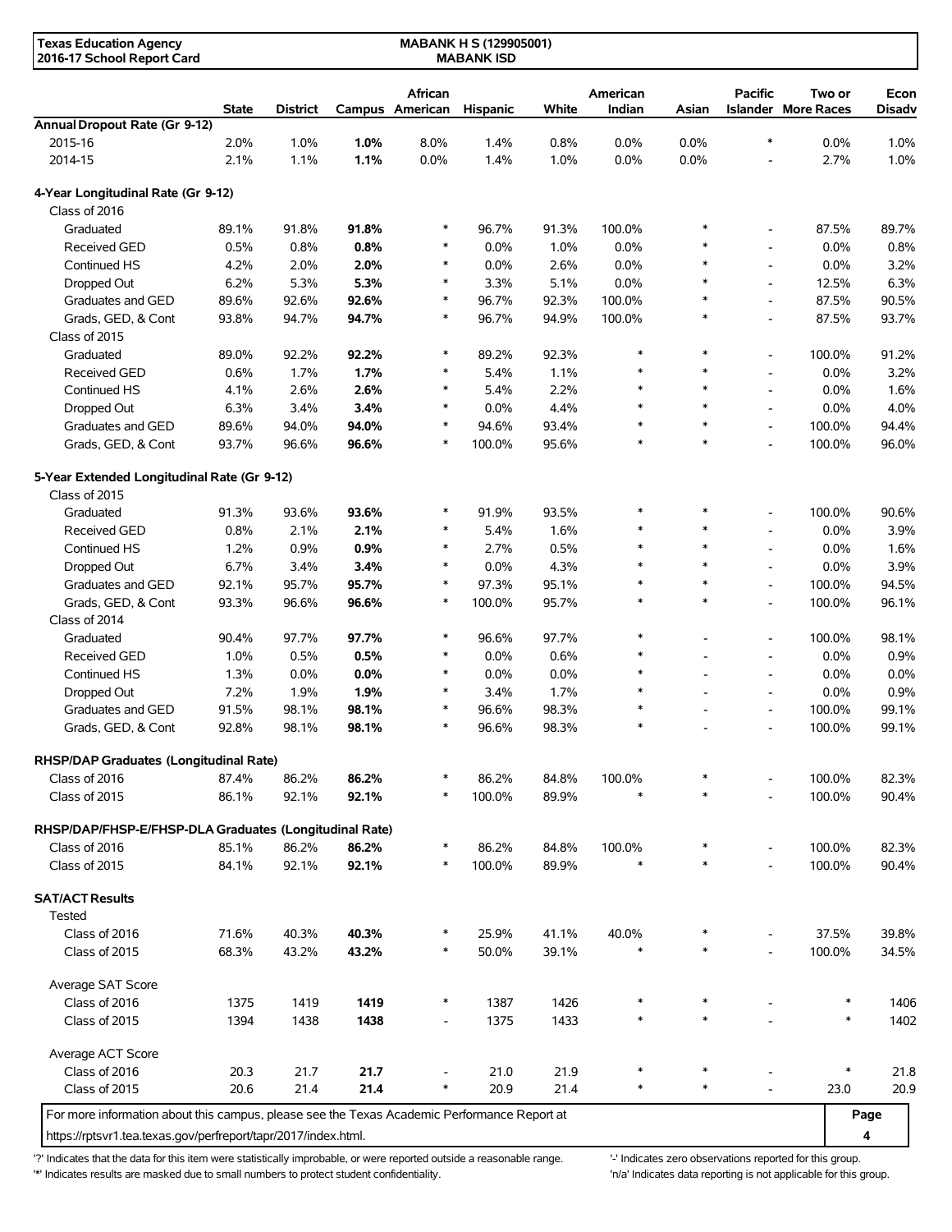| Texas Education Agency 2016-17 School Report Card | | | | | | | | | | | |
|---|---|---|---|---|---|---|---|---|---|---|---|

**MABANK H S (129905001)**
**MABANK ISD**

| | State | District | Campus | African American | Hispanic | White | American Indian | Asian | Pacific Islander | Two or More Races | Econ Disadv |
|---|---|---|---|---|---|---|---|---|---|---|---|
| **Annual Dropout Rate (Gr 9-12)** | | | | | | | | | | | |
| 2015-16 | 2.0% | 1.0% | **1.0%** | 8.0% | 1.4% | 0.8% | 0.0% | 0.0% | * | 0.0% | 1.0% |
| 2014-15 | 2.1% | 1.1% | **1.1%** | 0.0% | 1.4% | 1.0% | 0.0% | 0.0% | - | 2.7% | 1.0% |
| **4-Year Longitudinal Rate (Gr 9-12)** | | | | | | | | | | | |
| Class of 2016 | | | | | | | | | | | |
| Graduated | 89.1% | 91.8% | **91.8%** | * | 96.7% | 91.3% | 100.0% | * | - | 87.5% | 89.7% |
| Received GED | 0.5% | 0.8% | **0.8%** | * | 0.0% | 1.0% | 0.0% | * | - | 0.0% | 0.8% |
| Continued HS | 4.2% | 2.0% | **2.0%** | * | 0.0% | 2.6% | 0.0% | * | - | 0.0% | 3.2% |
| Dropped Out | 6.2% | 5.3% | **5.3%** | * | 3.3% | 5.1% | 0.0% | * | - | 12.5% | 6.3% |
| Graduates and GED | 89.6% | 92.6% | **92.6%** | * | 96.7% | 92.3% | 100.0% | * | - | 87.5% | 90.5% |
| Grads, GED, & Cont | 93.8% | 94.7% | **94.7%** | * | 96.7% | 94.9% | 100.0% | * | - | 87.5% | 93.7% |
| Class of 2015 | | | | | | | | | | | |
| Graduated | 89.0% | 92.2% | **92.2%** | * | 89.2% | 92.3% | * | * | - | 100.0% | 91.2% |
| Received GED | 0.6% | 1.7% | **1.7%** | * | 5.4% | 1.1% | * | * | - | 0.0% | 3.2% |
| Continued HS | 4.1% | 2.6% | **2.6%** | * | 5.4% | 2.2% | * | * | - | 0.0% | 1.6% |
| Dropped Out | 6.3% | 3.4% | **3.4%** | * | 0.0% | 4.4% | * | * | - | 0.0% | 4.0% |
| Graduates and GED | 89.6% | 94.0% | **94.0%** | * | 94.6% | 93.4% | * | * | - | 100.0% | 94.4% |
| Grads, GED, & Cont | 93.7% | 96.6% | **96.6%** | * | 100.0% | 95.6% | * | * | - | 100.0% | 96.0% |
| **5-Year Extended Longitudinal Rate (Gr 9-12)** | | | | | | | | | | | |
| Class of 2015 | | | | | | | | | | | |
| Graduated | 91.3% | 93.6% | **93.6%** | * | 91.9% | 93.5% | * | * | - | 100.0% | 90.6% |
| Received GED | 0.8% | 2.1% | **2.1%** | * | 5.4% | 1.6% | * | * | - | 0.0% | 3.9% |
| Continued HS | 1.2% | 0.9% | **0.9%** | * | 2.7% | 0.5% | * | * | - | 0.0% | 1.6% |
| Dropped Out | 6.7% | 3.4% | **3.4%** | * | 0.0% | 4.3% | * | * | - | 0.0% | 3.9% |
| Graduates and GED | 92.1% | 95.7% | **95.7%** | * | 97.3% | 95.1% | * | * | - | 100.0% | 94.5% |
| Grads, GED, & Cont | 93.3% | 96.6% | **96.6%** | * | 100.0% | 95.7% | * | * | - | 100.0% | 96.1% |
| Class of 2014 | | | | | | | | | | | |
| Graduated | 90.4% | 97.7% | **97.7%** | * | 96.6% | 97.7% | * | - | - | 100.0% | 98.1% |
| Received GED | 1.0% | 0.5% | **0.5%** | * | 0.0% | 0.6% | * | - | - | 0.0% | 0.9% |
| Continued HS | 1.3% | 0.0% | **0.0%** | * | 0.0% | 0.0% | * | - | - | 0.0% | 0.0% |
| Dropped Out | 7.2% | 1.9% | **1.9%** | * | 3.4% | 1.7% | * | - | - | 0.0% | 0.9% |
| Graduates and GED | 91.5% | 98.1% | **98.1%** | * | 96.6% | 98.3% | * | - | - | 100.0% | 99.1% |
| Grads, GED, & Cont | 92.8% | 98.1% | **98.1%** | * | 96.6% | 98.3% | * | - | - | 100.0% | 99.1% |
| **RHSP/DAP Graduates (Longitudinal Rate)** | | | | | | | | | | | |
| Class of 2016 | 87.4% | 86.2% | **86.2%** | * | 86.2% | 84.8% | 100.0% | * | - | 100.0% | 82.3% |
| Class of 2015 | 86.1% | 92.1% | **92.1%** | * | 100.0% | 89.9% | * | * | - | 100.0% | 90.4% |
| **RHSP/DAP/FHSP-E/FHSP-DLA Graduates (Longitudinal Rate)** | | | | | | | | | | | |
| Class of 2016 | 85.1% | 86.2% | **86.2%** | * | 86.2% | 84.8% | 100.0% | * | - | 100.0% | 82.3% |
| Class of 2015 | 84.1% | 92.1% | **92.1%** | * | 100.0% | 89.9% | * | * | - | 100.0% | 90.4% |
| **SAT/ACT Results** | | | | | | | | | | | |
| Tested | | | | | | | | | | | |
| Class of 2016 | 71.6% | 40.3% | **40.3%** | * | 25.9% | 41.1% | 40.0% | * | - | 37.5% | 39.8% |
| Class of 2015 | 68.3% | 43.2% | **43.2%** | * | 50.0% | 39.1% | * | * | - | 100.0% | 34.5% |
| Average SAT Score | | | | | | | | | | | |
| Class of 2016 | 1375 | 1419 | **1419** | * | 1387 | 1426 | * | * | - | * | 1406 |
| Class of 2015 | 1394 | 1438 | **1438** | - | 1375 | 1433 | * | * | - | * | 1402 |
| Average ACT Score | | | | | | | | | | | |
| Class of 2016 | 20.3 | 21.7 | **21.7** | - | 21.0 | 21.9 | * | * | - | * | 21.8 |
| Class of 2015 | 20.6 | 21.4 | **21.4** | * | 20.9 | 21.4 | * | * | - | 23.0 | 20.9 |

For more information about this campus, please see the Texas Academic Performance Report at https://rptsvr1.tea.texas.gov/perfreport/tapr/2017/index.html.

'?' Indicates that the data for this item were statistically improbable, or were reported outside a reasonable range.
'*' Indicates results are masked due to small numbers to protect student confidentiality.
'-' Indicates zero observations reported for this group.
'n/a' Indicates data reporting is not applicable for this group.